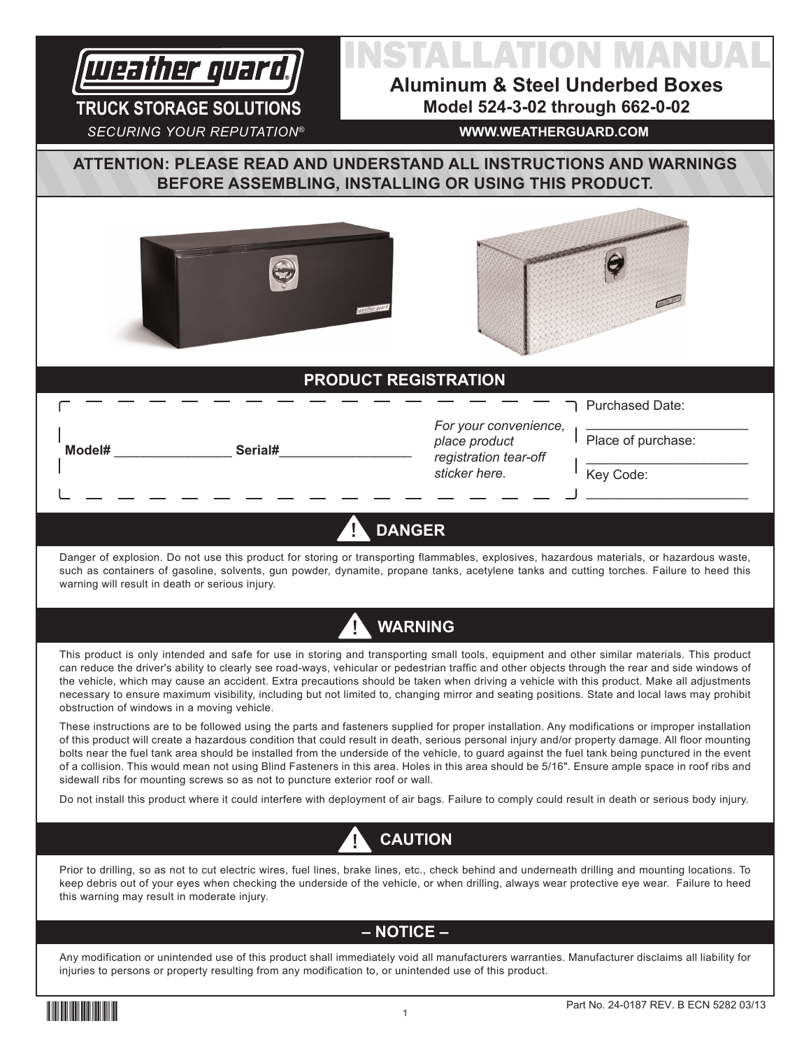weather guard®

**TRUCK STORAGE SOLUTIONS**

*SECURING YOUR REPUTATION®*

# INSTALLATION MANUAL

## Aluminum & Steel Underbed Boxes

### Model 524-3-02 through 662-0-02

**WWW.WEATHERGUARD.COM**

**ATTENTION: PLEASE READ AND UNDERSTAND ALL INSTRUCTIONS AND WARNINGS BEFORE ASSEMBLING, INSTALLING OR USING THIS PRODUCT.**

## PRODUCT REGISTRATION

**Model#** ________________ **Serial#** ________________

*For your convenience, place product registration tear-off sticker here.*

Purchased Date: ______________________

Place of purchase: ______________________

Key Code: ______________________

## ! DANGER

Danger of explosion. Do not use this product for storing or transporting flammables, explosives, hazardous materials, or hazardous waste, such as containers of gasoline, solvents, gun powder, dynamite, propane tanks, acetylene tanks and cutting torches. Failure to heed this warning will result in death or serious injury.

## ! WARNING

This product is only intended and safe for use in storing and transporting small tools, equipment and other similar materials. This product can reduce the driver's ability to clearly see road-ways, vehicular or pedestrian traffic and other objects through the rear and side windows of the vehicle, which may cause an accident. Extra precautions should be taken when driving a vehicle with this product. Make all adjustments necessary to ensure maximum visibility, including but not limited to, changing mirror and seating positions. State and local laws may prohibit obstruction of windows in a moving vehicle.

These instructions are to be followed using the parts and fasteners supplied for proper installation. Any modifications or improper installation of this product will create a hazardous condition that could result in death, serious personal injury and/or property damage. All floor mounting bolts near the fuel tank area should be installed from the underside of the vehicle, to guard against the fuel tank being punctured in the event of a collision. This would mean not using Blind Fasteners in this area. Holes in this area should be 5/16". Ensure ample space in roof ribs and sidewall ribs for mounting screws so as not to puncture exterior roof or wall.

Do not install this product where it could interfere with deployment of air bags. Failure to comply could result in death or serious body injury.

## ! CAUTION

Prior to drilling, so as not to cut electric wires, fuel lines, brake lines, etc., check behind and underneath drilling and mounting locations. To keep debris out of your eyes when checking the underside of the vehicle, or when drilling, always wear protective eye wear. Failure to heed this warning may result in moderate injury.

## – NOTICE –

Any modification or unintended use of this product shall immediately void all manufacturers warranties. Manufacturer disclaims all liability for injuries to persons or property resulting from any modification to, or unintended use of this product.

Part No. 24-0187 REV. B ECN 5282 03/13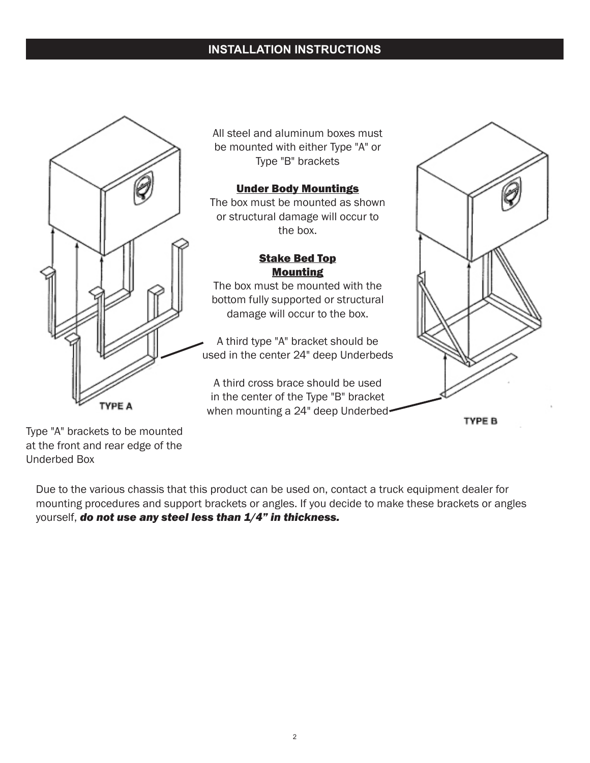## INSTALLATION INSTRUCTIONS

All steel and aluminum boxes must be mounted with either Type "A" or Type "B" brackets

**Under Body Mountings**

The box must be mounted as shown or structural damage will occur to the box.

**Stake Bed Top Mounting**

The box must be mounted with the bottom fully supported or structural damage will occur to the box.

A third type "A" bracket should be used in the center 24" deep Underbeds

A third cross brace should be used in the center of the Type "B" bracket when mounting a 24" deep Underbed

TYPE A

TYPE B

Type "A" brackets to be mounted at the front and rear edge of the Underbed Box

Due to the various chassis that this product can be used on, contact a truck equipment dealer for mounting procedures and support brackets or angles. If you decide to make these brackets or angles yourself, ***do not use any steel less than 1/4” in thickness.***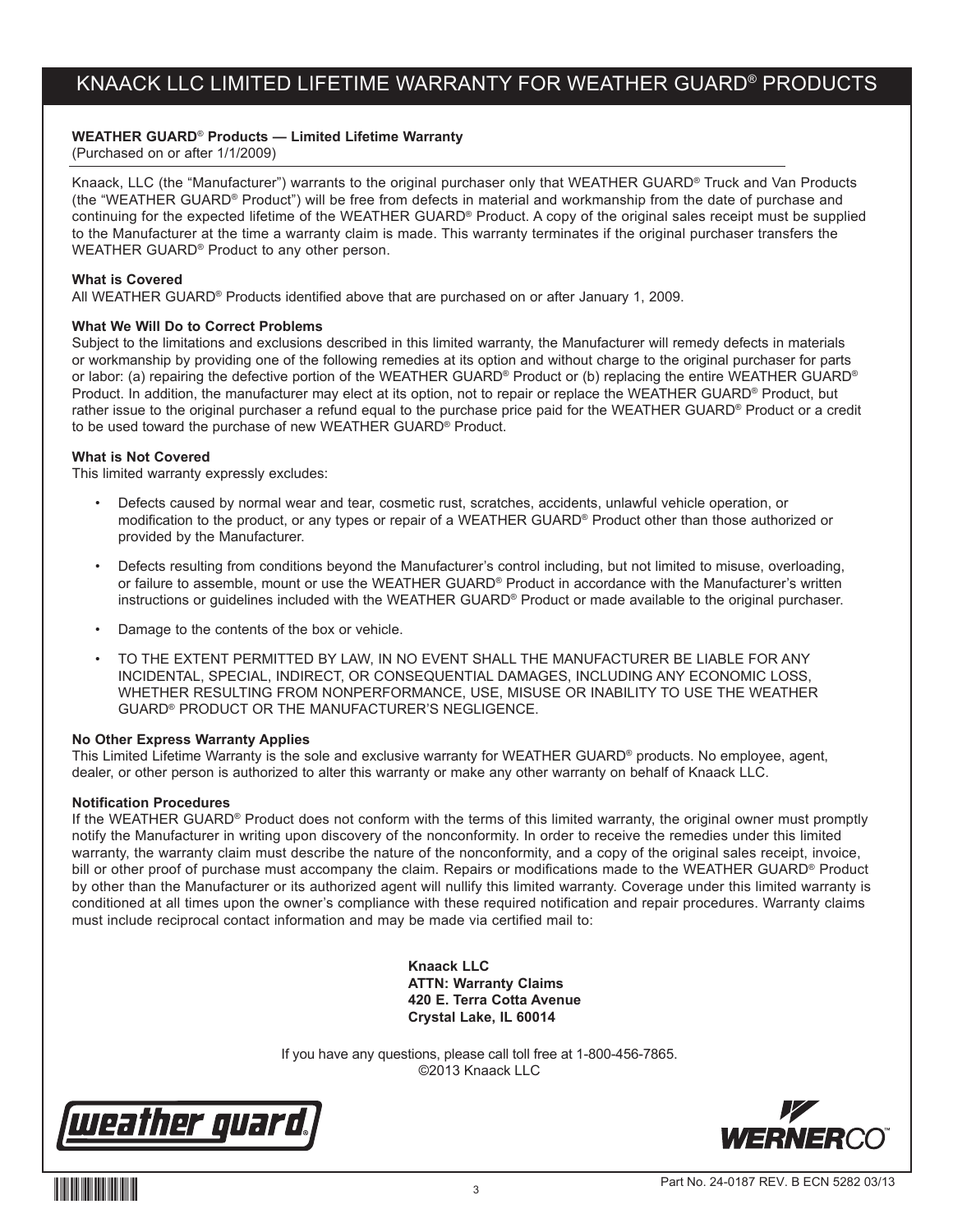# KNAACK LLC LIMITED LIFETIME WARRANTY FOR WEATHER GUARD® PRODUCTS

**WEATHER GUARD® Products — Limited Lifetime Warranty**
(Purchased on or after 1/1/2009)

Knaack, LLC (the "Manufacturer") warrants to the original purchaser only that WEATHER GUARD® Truck and Van Products (the "WEATHER GUARD® Product") will be free from defects in material and workmanship from the date of purchase and continuing for the expected lifetime of the WEATHER GUARD® Product. A copy of the original sales receipt must be supplied to the Manufacturer at the time a warranty claim is made. This warranty terminates if the original purchaser transfers the WEATHER GUARD® Product to any other person.

**What is Covered**
All WEATHER GUARD® Products identified above that are purchased on or after January 1, 2009.

**What We Will Do to Correct Problems**
Subject to the limitations and exclusions described in this limited warranty, the Manufacturer will remedy defects in materials or workmanship by providing one of the following remedies at its option and without charge to the original purchaser for parts or labor: (a) repairing the defective portion of the WEATHER GUARD® Product or (b) replacing the entire WEATHER GUARD® Product. In addition, the manufacturer may elect at its option, not to repair or replace the WEATHER GUARD® Product, but rather issue to the original purchaser a refund equal to the purchase price paid for the WEATHER GUARD® Product or a credit to be used toward the purchase of new WEATHER GUARD® Product.

**What is Not Covered**
This limited warranty expressly excludes:

- Defects caused by normal wear and tear, cosmetic rust, scratches, accidents, unlawful vehicle operation, or modification to the product, or any types or repair of a WEATHER GUARD® Product other than those authorized or provided by the Manufacturer.
- Defects resulting from conditions beyond the Manufacturer's control including, but not limited to misuse, overloading, or failure to assemble, mount or use the WEATHER GUARD® Product in accordance with the Manufacturer's written instructions or guidelines included with the WEATHER GUARD® Product or made available to the original purchaser.
- Damage to the contents of the box or vehicle.
- TO THE EXTENT PERMITTED BY LAW, IN NO EVENT SHALL THE MANUFACTURER BE LIABLE FOR ANY INCIDENTAL, SPECIAL, INDIRECT, OR CONSEQUENTIAL DAMAGES, INCLUDING ANY ECONOMIC LOSS, WHETHER RESULTING FROM NONPERFORMANCE, USE, MISUSE OR INABILITY TO USE THE WEATHER GUARD® PRODUCT OR THE MANUFACTURER'S NEGLIGENCE.

**No Other Express Warranty Applies**
This Limited Lifetime Warranty is the sole and exclusive warranty for WEATHER GUARD® products. No employee, agent, dealer, or other person is authorized to alter this warranty or make any other warranty on behalf of Knaack LLC.

**Notification Procedures**
If the WEATHER GUARD® Product does not conform with the terms of this limited warranty, the original owner must promptly notify the Manufacturer in writing upon discovery of the nonconformity. In order to receive the remedies under this limited warranty, the warranty claim must describe the nature of the nonconformity, and a copy of the original sales receipt, invoice, bill or other proof of purchase must accompany the claim. Repairs or modifications made to the WEATHER GUARD® Product by other than the Manufacturer or its authorized agent will nullify this limited warranty. Coverage under this limited warranty is conditioned at all times upon the owner's compliance with these required notification and repair procedures. Warranty claims must include reciprocal contact information and may be made via certified mail to:

**Knaack LLC**
**ATTN: Warranty Claims**
**420 E. Terra Cotta Avenue**
**Crystal Lake, IL 60014**

If you have any questions, please call toll free at 1-800-456-7865.
©2013 Knaack LLC

weather guard®

WERNERCO™

Part No. 24-0187 REV. B ECN 5282 03/13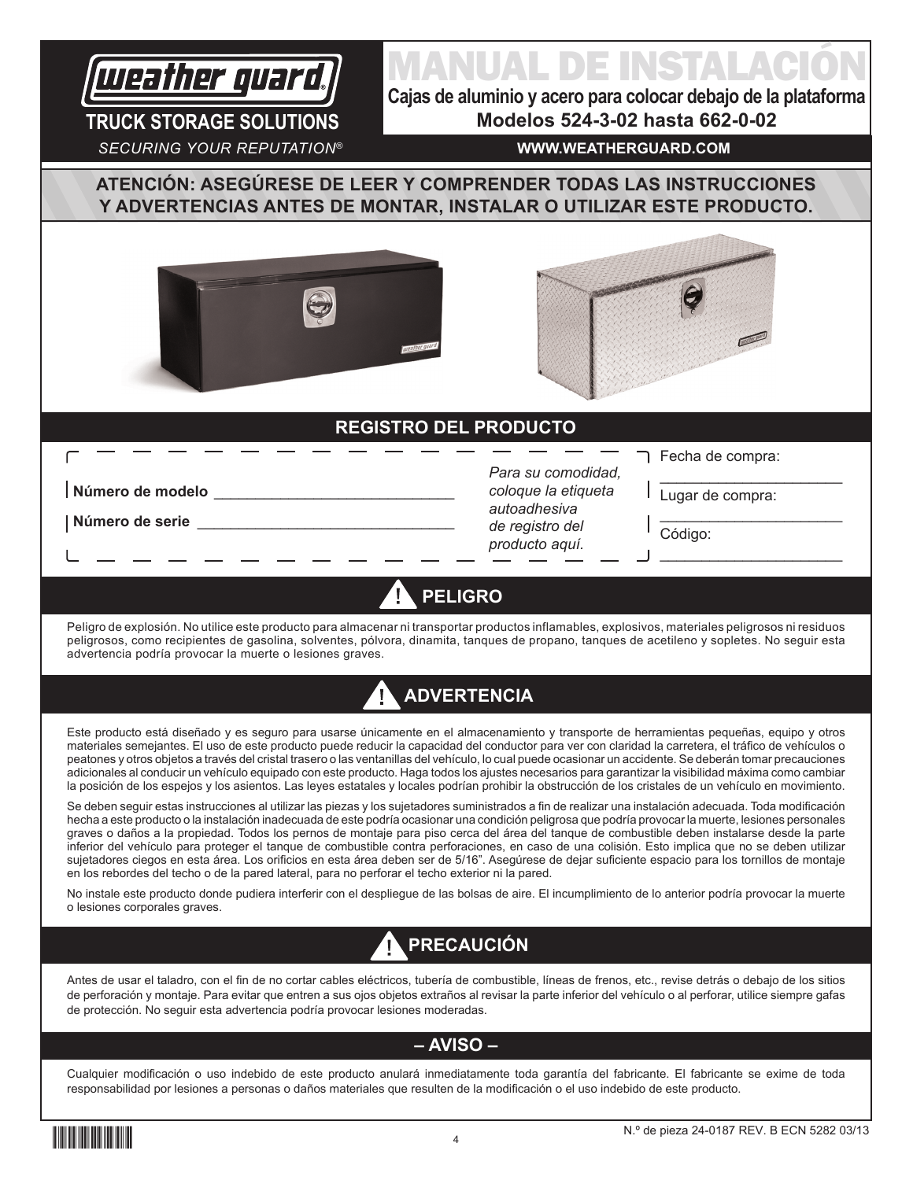weather guard®

TRUCK STORAGE SOLUTIONS

*SECURING YOUR REPUTATION®*

# MANUAL DE INSTALACIÓN

**Cajas de aluminio y acero para colocar debajo de la plataforma**
**Modelos 524-3-02 hasta 662-0-02**

**WWW.WEATHERGUARD.COM**

**ATENCIÓN: ASEGÚRESE DE LEER Y COMPRENDER TODAS LAS INSTRUCCIONES Y ADVERTENCIAS ANTES DE MONTAR, INSTALAR O UTILIZAR ESTE PRODUCTO.**

## REGISTRO DEL PRODUCTO

**Número de modelo** ____________________________

**Número de serie** ______________________________

*Para su comodidad, coloque la etiqueta autoadhesiva de registro del producto aquí.*

Fecha de compra: ____________________

Lugar de compra: ____________________

Código: ____________________

## ! PELIGRO

Peligro de explosión. No utilice este producto para almacenar ni transportar productos inflamables, explosivos, materiales peligrosos ni residuos peligrosos, como recipientes de gasolina, solventes, pólvora, dinamita, tanques de propano, tanques de acetileno y sopletes. No seguir esta advertencia podría provocar la muerte o lesiones graves.

## ! ADVERTENCIA

Este producto está diseñado y es seguro para usarse únicamente en el almacenamiento y transporte de herramientas pequeñas, equipo y otros materiales semejantes. El uso de este producto puede reducir la capacidad del conductor para ver con claridad la carretera, el tráfico de vehículos o peatones y otros objetos a través del cristal trasero o las ventanillas del vehículo, lo cual puede ocasionar un accidente. Se deberán tomar precauciones adicionales al conducir un vehículo equipado con este producto. Haga todos los ajustes necesarios para garantizar la visibilidad máxima como cambiar la posición de los espejos y los asientos. Las leyes estatales y locales podrían prohibir la obstrucción de los cristales de un vehículo en movimiento.

Se deben seguir estas instrucciones al utilizar las piezas y los sujetadores suministrados a fin de realizar una instalación adecuada. Toda modificación hecha a este producto o la instalación inadecuada de este podría ocasionar una condición peligrosa que podría provocar la muerte, lesiones personales graves o daños a la propiedad. Todos los pernos de montaje para piso cerca del área del tanque de combustible deben instalarse desde la parte inferior del vehículo para proteger el tanque de combustible contra perforaciones, en caso de una colisión. Esto implica que no se deben utilizar sujetadores ciegos en esta área. Los orificios en esta área deben ser de 5/16". Asegúrese de dejar suficiente espacio para los tornillos de montaje en los rebordes del techo o de la pared lateral, para no perforar el techo exterior ni la pared.

No instale este producto donde pudiera interferir con el despliegue de las bolsas de aire. El incumplimiento de lo anterior podría provocar la muerte o lesiones corporales graves.

## ! PRECAUCIÓN

Antes de usar el taladro, con el fin de no cortar cables eléctricos, tubería de combustible, líneas de frenos, etc., revise detrás o debajo de los sitios de perforación y montaje. Para evitar que entren a sus ojos objetos extraños al revisar la parte inferior del vehículo o al perforar, utilice siempre gafas de protección. No seguir esta advertencia podría provocar lesiones moderadas.

## – AVISO –

Cualquier modificación o uso indebido de este producto anulará inmediatamente toda garantía del fabricante. El fabricante se exime de toda responsabilidad por lesiones a personas o daños materiales que resulten de la modificación o el uso indebido de este producto.

N.º de pieza 24-0187 REV. B ECN 5282 03/13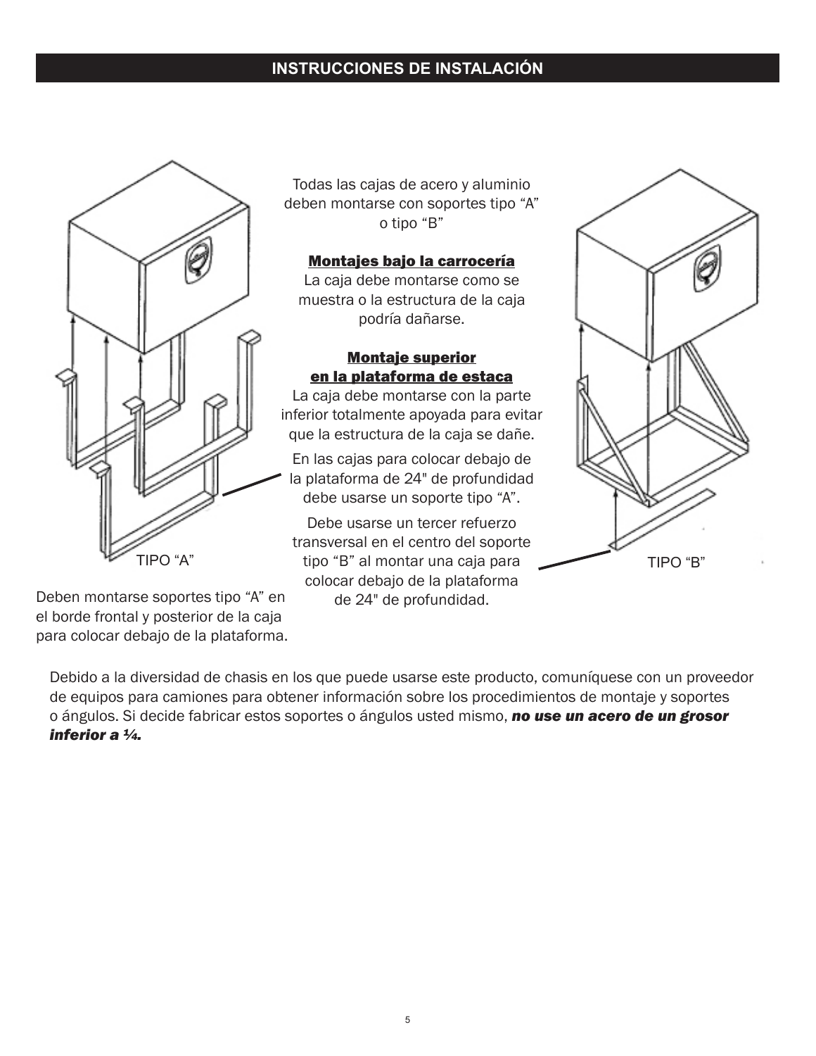## INSTRUCCIONES DE INSTALACIÓN

Todas las cajas de acero y aluminio deben montarse con soportes tipo “A” o tipo “B”

**Montajes bajo la carrocería**
La caja debe montarse como se muestra o la estructura de la caja podría dañarse.

**Montaje superior en la plataforma de estaca**
La caja debe montarse con la parte inferior totalmente apoyada para evitar que la estructura de la caja se dañe.

En las cajas para colocar debajo de la plataforma de 24" de profundidad debe usarse un soporte tipo “A”.

Debe usarse un tercer refuerzo transversal en el centro del soporte tipo “B” al montar una caja para colocar debajo de la plataforma de 24" de profundidad.

TIPO “A”

Deben montarse soportes tipo “A” en el borde frontal y posterior de la caja para colocar debajo de la plataforma.

TIPO “B”

Debido a la diversidad de chasis en los que puede usarse este producto, comuníquese con un proveedor de equipos para camiones para obtener información sobre los procedimientos de montaje y soportes o ángulos. Si decide fabricar estos soportes o ángulos usted mismo, ***no use un acero de un grosor inferior a ¼.***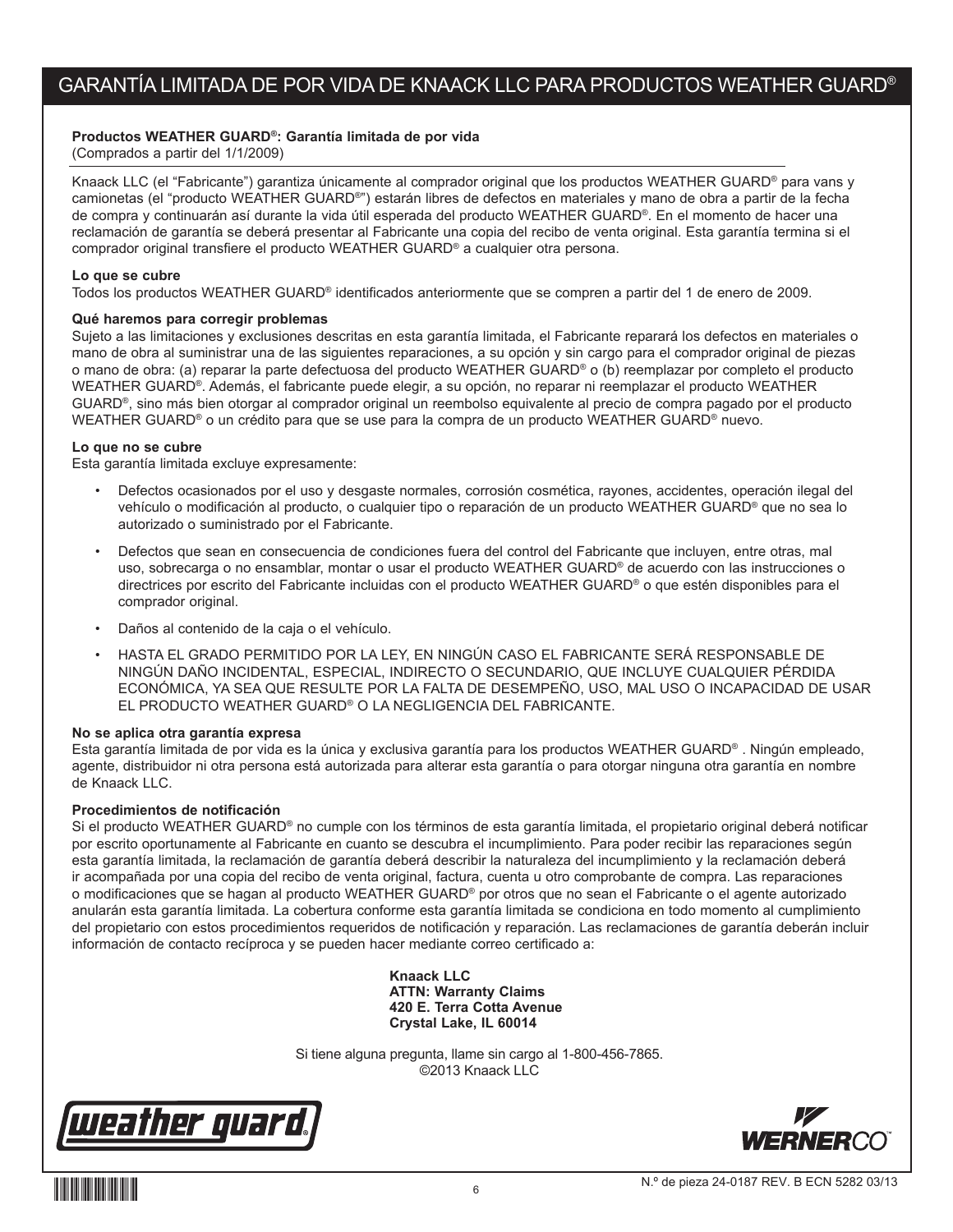# GARANTÍA LIMITADA DE POR VIDA DE KNAACK LLC PARA PRODUCTOS WEATHER GUARD®

**Productos WEATHER GUARD®: Garantía limitada de por vida**
(Comprados a partir del 1/1/2009)

Knaack LLC (el "Fabricante") garantiza únicamente al comprador original que los productos WEATHER GUARD® para vans y camionetas (el "producto WEATHER GUARD®") estarán libres de defectos en materiales y mano de obra a partir de la fecha de compra y continuarán así durante la vida útil esperada del producto WEATHER GUARD®. En el momento de hacer una reclamación de garantía se deberá presentar al Fabricante una copia del recibo de venta original. Esta garantía termina si el comprador original transfiere el producto WEATHER GUARD® a cualquier otra persona.

**Lo que se cubre**
Todos los productos WEATHER GUARD® identificados anteriormente que se compren a partir del 1 de enero de 2009.

**Qué haremos para corregir problemas**
Sujeto a las limitaciones y exclusiones descritas en esta garantía limitada, el Fabricante reparará los defectos en materiales o mano de obra al suministrar una de las siguientes reparaciones, a su opción y sin cargo para el comprador original de piezas o mano de obra: (a) reparar la parte defectuosa del producto WEATHER GUARD® o (b) reemplazar por completo el producto WEATHER GUARD®. Además, el fabricante puede elegir, a su opción, no reparar ni reemplazar el producto WEATHER GUARD®, sino más bien otorgar al comprador original un reembolso equivalente al precio de compra pagado por el producto WEATHER GUARD® o un crédito para que se use para la compra de un producto WEATHER GUARD® nuevo.

**Lo que no se cubre**
Esta garantía limitada excluye expresamente:

- Defectos ocasionados por el uso y desgaste normales, corrosión cosmética, rayones, accidentes, operación ilegal del vehículo o modificación al producto, o cualquier tipo o reparación de un producto WEATHER GUARD® que no sea lo autorizado o suministrado por el Fabricante.
- Defectos que sean en consecuencia de condiciones fuera del control del Fabricante que incluyen, entre otras, mal uso, sobrecarga o no ensamblar, montar o usar el producto WEATHER GUARD® de acuerdo con las instrucciones o directrices por escrito del Fabricante incluidas con el producto WEATHER GUARD® o que estén disponibles para el comprador original.
- Daños al contenido de la caja o el vehículo.
- HASTA EL GRADO PERMITIDO POR LA LEY, EN NINGÚN CASO EL FABRICANTE SERÁ RESPONSABLE DE NINGÚN DAÑO INCIDENTAL, ESPECIAL, INDIRECTO O SECUNDARIO, QUE INCLUYE CUALQUIER PÉRDIDA ECONÓMICA, YA SEA QUE RESULTE POR LA FALTA DE DESEMPEÑO, USO, MAL USO O INCAPACIDAD DE USAR EL PRODUCTO WEATHER GUARD® O LA NEGLIGENCIA DEL FABRICANTE.

**No se aplica otra garantía expresa**
Esta garantía limitada de por vida es la única y exclusiva garantía para los productos WEATHER GUARD® . Ningún empleado, agente, distribuidor ni otra persona está autorizada para alterar esta garantía o para otorgar ninguna otra garantía en nombre de Knaack LLC.

**Procedimientos de notificación**
Si el producto WEATHER GUARD® no cumple con los términos de esta garantía limitada, el propietario original deberá notificar por escrito oportunamente al Fabricante en cuanto se descubra el incumplimiento. Para poder recibir las reparaciones según esta garantía limitada, la reclamación de garantía deberá describir la naturaleza del incumplimiento y la reclamación deberá ir acompañada por una copia del recibo de venta original, factura, cuenta u otro comprobante de compra. Las reparaciones o modificaciones que se hagan al producto WEATHER GUARD® por otros que no sean el Fabricante o el agente autorizado anularán esta garantía limitada. La cobertura conforme esta garantía limitada se condiciona en todo momento al cumplimiento del propietario con estos procedimientos requeridos de notificación y reparación. Las reclamaciones de garantía deberán incluir información de contacto recíproca y se pueden hacer mediante correo certificado a:

**Knaack LLC**
**ATTN: Warranty Claims**
**420 E. Terra Cotta Avenue**
**Crystal Lake, IL 60014**

Si tiene alguna pregunta, llame sin cargo al 1-800-456-7865.
©2013 Knaack LLC

weather guard

WERNERCO

N.º de pieza 24-0187 REV. B ECN 5282 03/13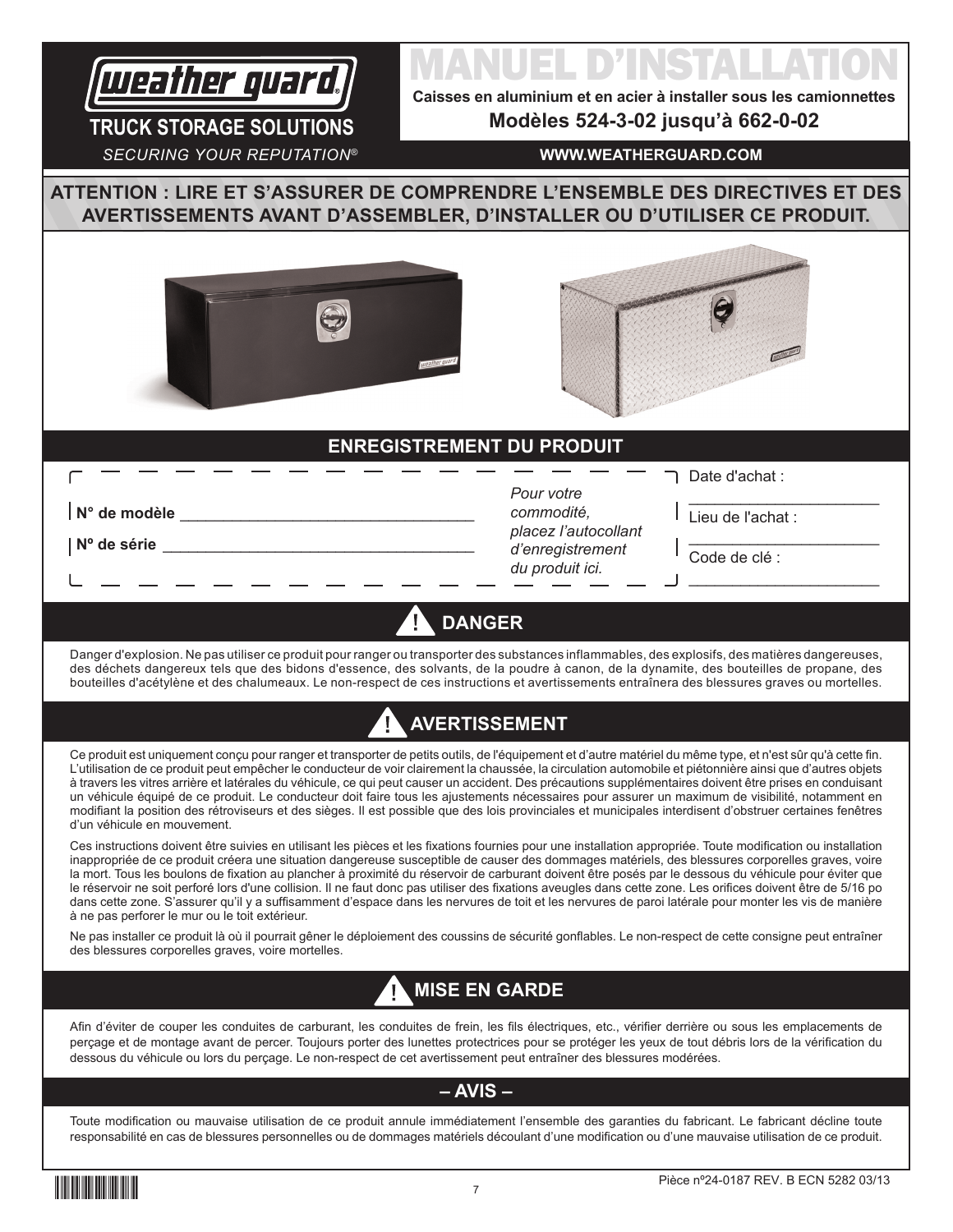weather guard®

**TRUCK STORAGE SOLUTIONS**

*SECURING YOUR REPUTATION®*

# MANUEL D'INSTALLATION

**Caisses en aluminium et en acier à installer sous les camionnettes**

**Modèles 524-3-02 jusqu'à 662-0-02**

**WWW.WEATHERGUARD.COM**

**ATTENTION : LIRE ET S'ASSURER DE COMPRENDRE L'ENSEMBLE DES DIRECTIVES ET DES AVERTISSEMENTS AVANT D'ASSEMBLER, D'INSTALLER OU D'UTILISER CE PRODUIT.**

## ENREGISTREMENT DU PRODUIT

**N° de modèle** ________________________________

**Nº de série** ________________________________

*Pour votre commodité, placez l'autocollant d'enregistrement du produit ici.*

Date d'achat : ____________________

Lieu de l'achat : ____________________

Code de clé : ____________________

## ! DANGER

Danger d'explosion. Ne pas utiliser ce produit pour ranger ou transporter des substances inflammables, des explosifs, des matières dangereuses, des déchets dangereux tels que des bidons d'essence, des solvants, de la poudre à canon, de la dynamite, des bouteilles de propane, des bouteilles d'acétylène et des chalumeaux. Le non-respect de ces instructions et avertissements entraînera des blessures graves ou mortelles.

## ! AVERTISSEMENT

Ce produit est uniquement conçu pour ranger et transporter de petits outils, de l'équipement et d'autre matériel du même type, et n'est sûr qu'à cette fin. L'utilisation de ce produit peut empêcher le conducteur de voir clairement la chaussée, la circulation automobile et piétonnière ainsi que d'autres objets à travers les vitres arrière et latérales du véhicule, ce qui peut causer un accident. Des précautions supplémentaires doivent être prises en conduisant un véhicule équipé de ce produit. Le conducteur doit faire tous les ajustements nécessaires pour assurer un maximum de visibilité, notamment en modifiant la position des rétroviseurs et des sièges. Il est possible que des lois provinciales et municipales interdisent d'obstruer certaines fenêtres d'un véhicule en mouvement.

Ces instructions doivent être suivies en utilisant les pièces et les fixations fournies pour une installation appropriée. Toute modification ou installation inappropriée de ce produit créera une situation dangereuse susceptible de causer des dommages matériels, des blessures corporelles graves, voire la mort. Tous les boulons de fixation au plancher à proximité du réservoir de carburant doivent être posés par le dessous du véhicule pour éviter que le réservoir ne soit perforé lors d'une collision. Il ne faut donc pas utiliser des fixations aveugles dans cette zone. Les orifices doivent être de 5/16 po dans cette zone. S'assurer qu'il y a suffisamment d'espace dans les nervures de toit et les nervures de paroi latérale pour monter les vis de manière à ne pas perforer le mur ou le toit extérieur.

Ne pas installer ce produit là où il pourrait gêner le déploiement des coussins de sécurité gonflables. Le non-respect de cette consigne peut entraîner des blessures corporelles graves, voire mortelles.

## ! MISE EN GARDE

Afin d'éviter de couper les conduites de carburant, les conduites de frein, les fils électriques, etc., vérifier derrière ou sous les emplacements de perçage et de montage avant de percer. Toujours porter des lunettes protectrices pour se protéger les yeux de tout débris lors de la vérification du dessous du véhicule ou lors du perçage. Le non-respect de cet avertissement peut entraîner des blessures modérées.

## – AVIS –

Toute modification ou mauvaise utilisation de ce produit annule immédiatement l'ensemble des garanties du fabricant. Le fabricant décline toute responsabilité en cas de blessures personnelles ou de dommages matériels découlant d'une modification ou d'une mauvaise utilisation de ce produit.

Pièce nº24-0187 REV. B ECN 5282 03/13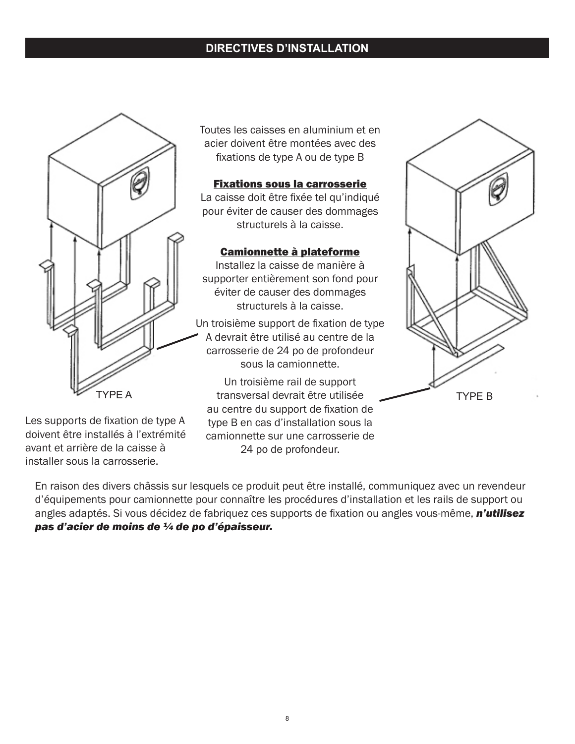## DIRECTIVES D'INSTALLATION

Toutes les caisses en aluminium et en acier doivent être montées avec des fixations de type A ou de type B

**Fixations sous la carrosserie**
La caisse doit être fixée tel qu'indiqué pour éviter de causer des dommages structurels à la caisse.

**Camionnette à plateforme**
Installez la caisse de manière à supporter entièrement son fond pour éviter de causer des dommages structurels à la caisse.

Un troisième support de fixation de type A devrait être utilisé au centre de la carrosserie de 24 po de profondeur sous la camionnette.

Un troisième rail de support transversal devrait être utilisée au centre du support de fixation de type B en cas d'installation sous la camionnette sur une carrosserie de 24 po de profondeur.

TYPE A

TYPE B

Les supports de fixation de type A doivent être installés à l'extrémité avant et arrière de la caisse à installer sous la carrosserie.

En raison des divers châssis sur lesquels ce produit peut être installé, communiquez avec un revendeur d'équipements pour camionnette pour connaître les procédures d'installation et les rails de support ou angles adaptés. Si vous décidez de fabriquez ces supports de fixation ou angles vous-même, ***n'utilisez pas d'acier de moins de ¼ de po d'épaisseur.***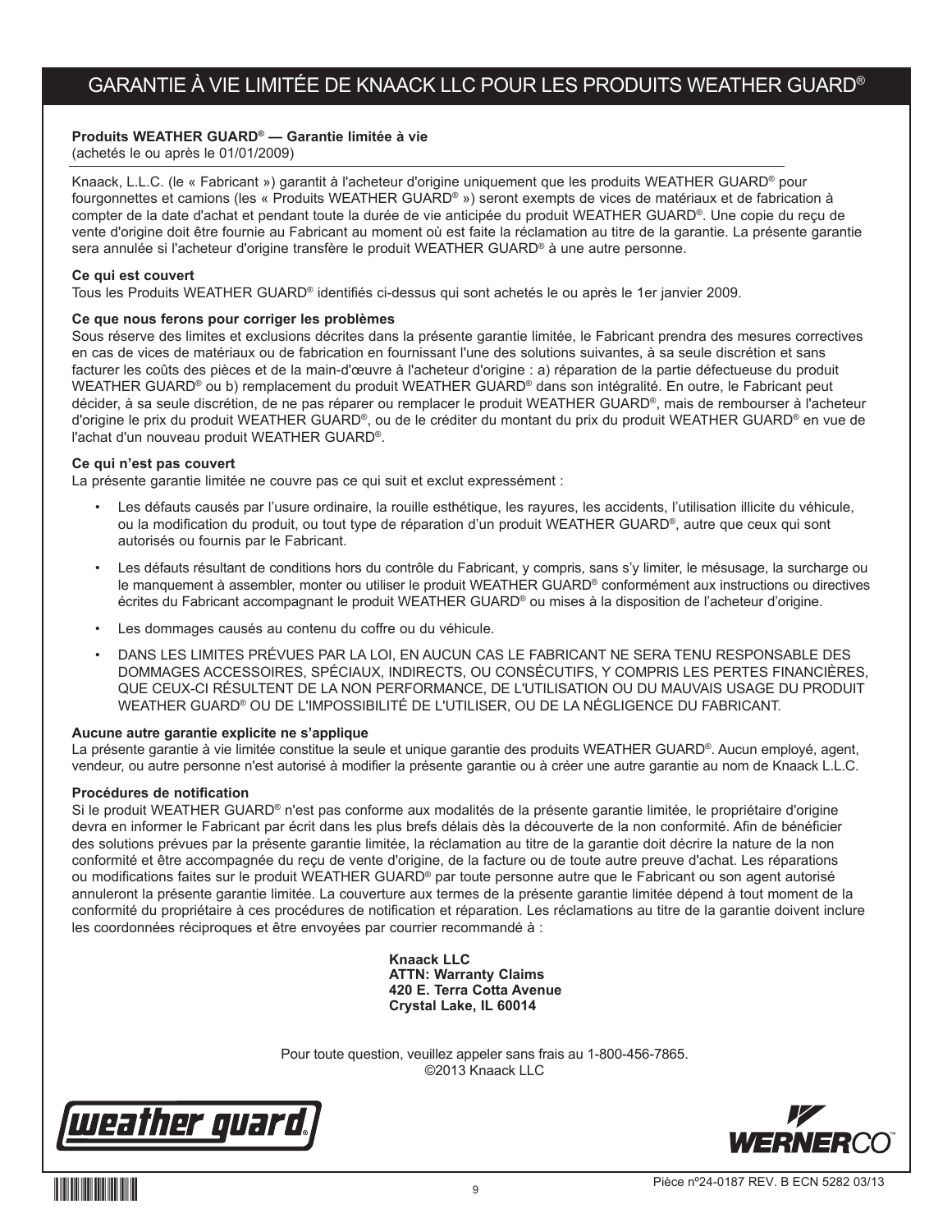# GARANTIE À VIE LIMITÉE DE KNAACK LLC POUR LES PRODUITS WEATHER GUARD®

**Produits WEATHER GUARD® — Garantie limitée à vie**
(achetés le ou après le 01/01/2009)

Knaack, L.L.C. (le « Fabricant ») garantit à l'acheteur d'origine uniquement que les produits WEATHER GUARD® pour fourgonnettes et camions (les « Produits WEATHER GUARD® ») seront exempts de vices de matériaux et de fabrication à compter de la date d'achat et pendant toute la durée de vie anticipée du produit WEATHER GUARD®. Une copie du reçu de vente d'origine doit être fournie au Fabricant au moment où est faite la réclamation au titre de la garantie. La présente garantie sera annulée si l'acheteur d'origine transfère le produit WEATHER GUARD® à une autre personne.

**Ce qui est couvert**
Tous les Produits WEATHER GUARD® identifiés ci-dessus qui sont achetés le ou après le 1er janvier 2009.

**Ce que nous ferons pour corriger les problèmes**
Sous réserve des limites et exclusions décrites dans la présente garantie limitée, le Fabricant prendra des mesures correctives en cas de vices de matériaux ou de fabrication en fournissant l'une des solutions suivantes, à sa seule discrétion et sans facturer les coûts des pièces et de la main-d'œuvre à l'acheteur d'origine : a) réparation de la partie défectueuse du produit WEATHER GUARD® ou b) remplacement du produit WEATHER GUARD® dans son intégralité. En outre, le Fabricant peut décider, à sa seule discrétion, de ne pas réparer ou remplacer le produit WEATHER GUARD®, mais de rembourser à l'acheteur d'origine le prix du produit WEATHER GUARD®, ou de le créditer du montant du prix du produit WEATHER GUARD® en vue de l'achat d'un nouveau produit WEATHER GUARD®.

**Ce qui n'est pas couvert**
La présente garantie limitée ne couvre pas ce qui suit et exclut expressément :

- Les défauts causés par l'usure ordinaire, la rouille esthétique, les rayures, les accidents, l'utilisation illicite du véhicule, ou la modification du produit, ou tout type de réparation d'un produit WEATHER GUARD®, autre que ceux qui sont autorisés ou fournis par le Fabricant.
- Les défauts résultant de conditions hors du contrôle du Fabricant, y compris, sans s'y limiter, le mésusage, la surcharge ou le manquement à assembler, monter ou utiliser le produit WEATHER GUARD® conformément aux instructions ou directives écrites du Fabricant accompagnant le produit WEATHER GUARD® ou mises à la disposition de l'acheteur d'origine.
- Les dommages causés au contenu du coffre ou du véhicule.
- DANS LES LIMITES PRÉVUES PAR LA LOI, EN AUCUN CAS LE FABRICANT NE SERA TENU RESPONSABLE DES DOMMAGES ACCESSOIRES, SPÉCIAUX, INDIRECTS, OU CONSÉCUTIFS, Y COMPRIS LES PERTES FINANCIÈRES, QUE CEUX-CI RÉSULTENT DE LA NON PERFORMANCE, DE L'UTILISATION OU DU MAUVAIS USAGE DU PRODUIT WEATHER GUARD® OU DE L'IMPOSSIBILITÉ DE L'UTILISER, OU DE LA NÉGLIGENCE DU FABRICANT.

**Aucune autre garantie explicite ne s'applique**
La présente garantie à vie limitée constitue la seule et unique garantie des produits WEATHER GUARD®. Aucun employé, agent, vendeur, ou autre personne n'est autorisé à modifier la présente garantie ou à créer une autre garantie au nom de Knaack L.L.C.

**Procédures de notification**
Si le produit WEATHER GUARD® n'est pas conforme aux modalités de la présente garantie limitée, le propriétaire d'origine devra en informer le Fabricant par écrit dans les plus brefs délais dès la découverte de la non conformité. Afin de bénéficier des solutions prévues par la présente garantie limitée, la réclamation au titre de la garantie doit décrire la nature de la non conformité et être accompagnée du reçu de vente d'origine, de la facture ou de toute autre preuve d'achat. Les réparations ou modifications faites sur le produit WEATHER GUARD® par toute personne autre que le Fabricant ou son agent autorisé annuleront la présente garantie limitée. La couverture aux termes de la présente garantie limitée dépend à tout moment de la conformité du propriétaire à ces procédures de notification et réparation. Les réclamations au titre de la garantie doivent inclure les coordonnées réciproques et être envoyées par courrier recommandé à :

**Knaack LLC**
**ATTN: Warranty Claims**
**420 E. Terra Cotta Avenue**
**Crystal Lake, IL 60014**

Pour toute question, veuillez appeler sans frais au 1-800-456-7865.
©2013 Knaack LLC

weather guard®

WERNERCO™

Pièce nº24-0187 REV. B ECN 5282 03/13